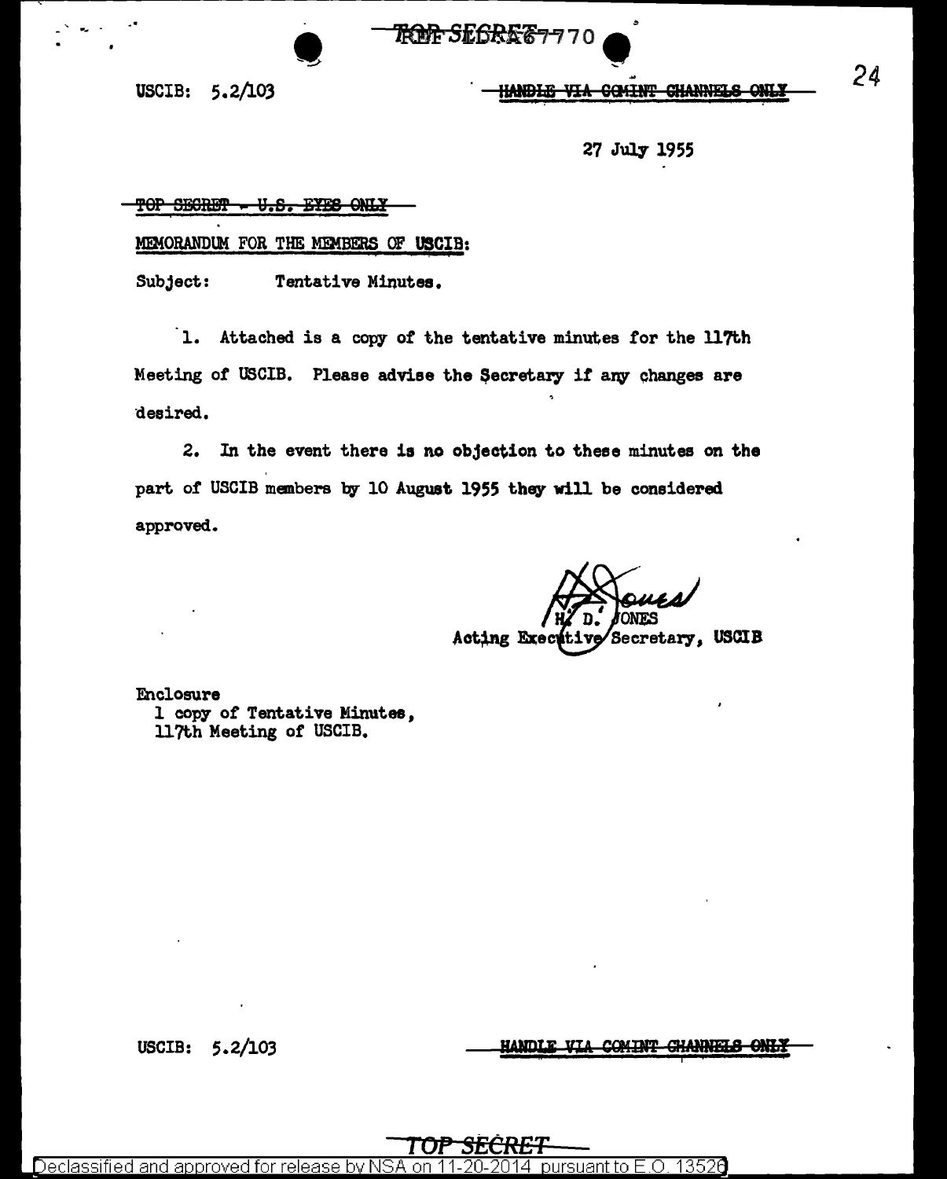TOP SECRET

USCIB: 5.2/103

~~HANDLE VIA COMINT CHANNELS ONLY~~

27 July 1955

~~TOP SECRET - U.S. EYES ONLY~~

MEMORANDUM FOR THE MEMBERS OF USCIB:

Subject: Tentative Minutes.

1. Attached is a copy of the tentative minutes for the 117th Meeting of USCIB. Please advise the Secretary if any changes are desired.

2. In the event there is no objection to these minutes on the part of USCIB members by 10 August 1955 they will be considered approved.

H. D. JONES
Acting Executive Secretary, USCIB

Enclosure
1 copy of Tentative Minutes,
117th Meeting of USCIB.

USCIB: 5.2/103

~~HANDLE VIA COMINT CHANNELS ONLY~~

TOP SECRET

Declassified and approved for release by NSA on 11-20-2014 pursuant to E.O. 13526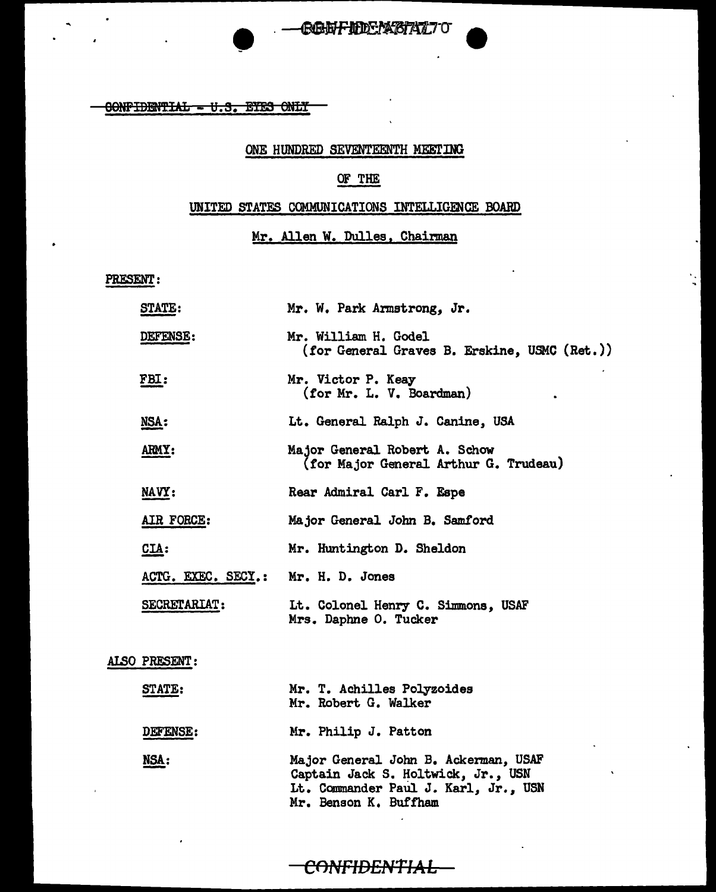~~CONFIDENTIAL - U.S. EYES ONLY~~

ONE HUNDRED SEVENTEENTH MEETING

OF THE

UNITED STATES COMMUNICATIONS INTELLIGENCE BOARD

Mr. Allen W. Dulles, Chairman

PRESENT:

| | |
|---|---|
| STATE: | Mr. W. Park Armstrong, Jr. |
| DEFENSE: | Mr. William H. Godel (for General Graves B. Erskine, USMC (Ret.)) |
| FBI: | Mr. Victor P. Keay (for Mr. L. V. Boardman) |
| NSA: | Lt. General Ralph J. Canine, USA |
| ARMY: | Major General Robert A. Schow (for Major General Arthur G. Trudeau) |
| NAVY: | Rear Admiral Carl F. Espe |
| AIR FORCE: | Major General John B. Samford |
| CIA: | Mr. Huntington D. Sheldon |
| ACTG. EXEC. SECY.: | Mr. H. D. Jones |
| SECRETARIAT: | Lt. Colonel Henry C. Simmons, USAF<br>Mrs. Daphne O. Tucker |

ALSO PRESENT:

| | |
|---|---|
| STATE: | Mr. T. Achilles Polyzoides<br>Mr. Robert G. Walker |
| DEFENSE: | Mr. Philip J. Patton |
| NSA: | Major General John B. Ackerman, USAF<br>Captain Jack S. Holtwick, Jr., USN<br>Lt. Commander Paul J. Karl, Jr., USN<br>Mr. Benson K. Buffham |

~~CONFIDENTIAL~~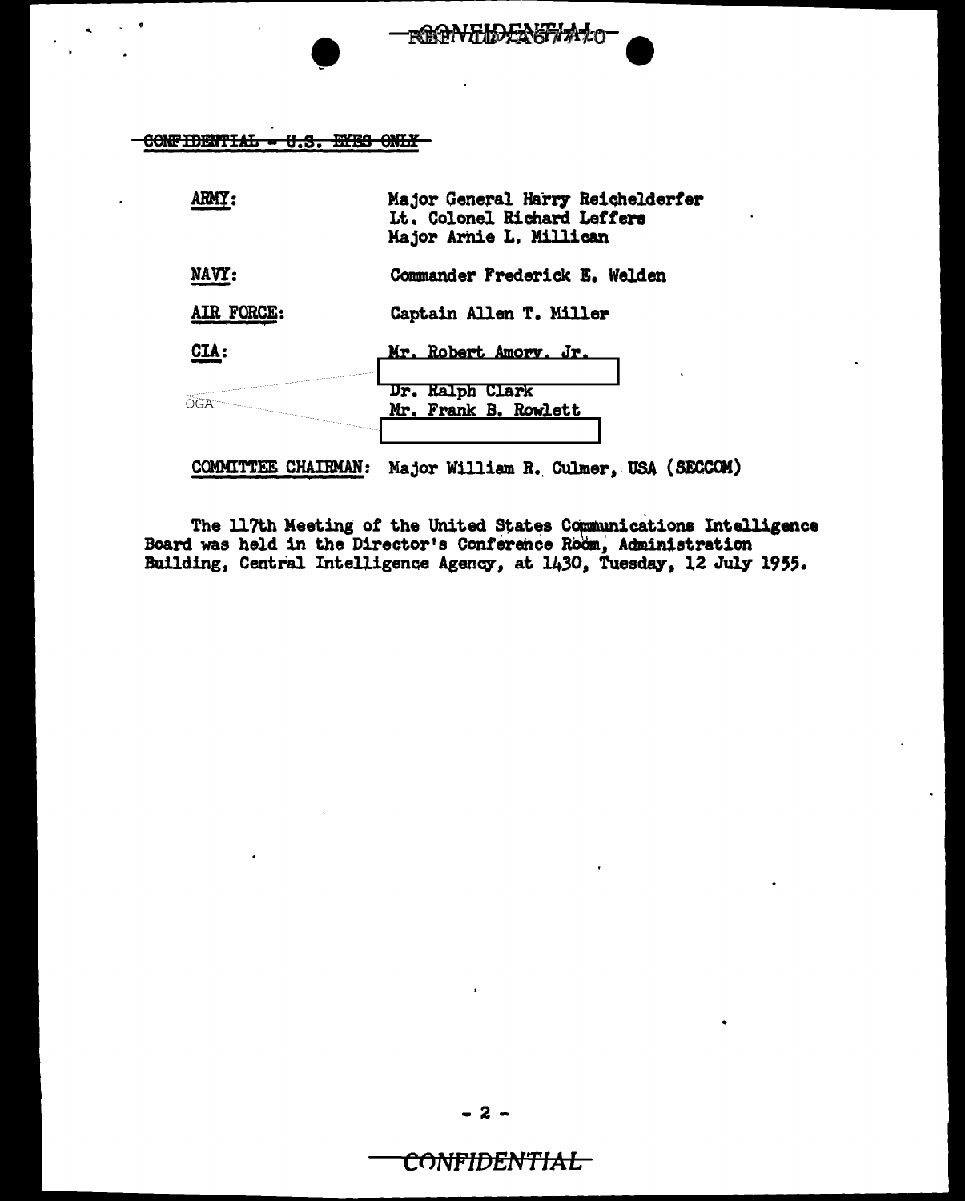~~CONFIDENTIAL - U.S. EYES ONLY~~

| | |
|---|---|
| **ARMY:** | Major General Harry Reichelderfer<br>Lt. Colonel Richard Leffers<br>Major Arnie L. Millican |
| **NAVY:** | Commander Frederick E. Welden |
| **AIR FORCE:** | Captain Allen T. Miller |
| **CIA:** | Mr. Robert Amory, Jr.<br>[redacted]<br>Dr. Ralph Clark<br>Mr. Frank B. Rowlett<br>[redacted] |
| OGA | |

**COMMITTEE CHAIRMAN:** Major William R. Culmer, USA (SECCOM)

The 117th Meeting of the United States Communications Intelligence Board was held in the Director's Conference Room, Administration Building, Central Intelligence Agency, at 1430, Tuesday, 12 July 1955.

- 2 -

CONFIDENTIAL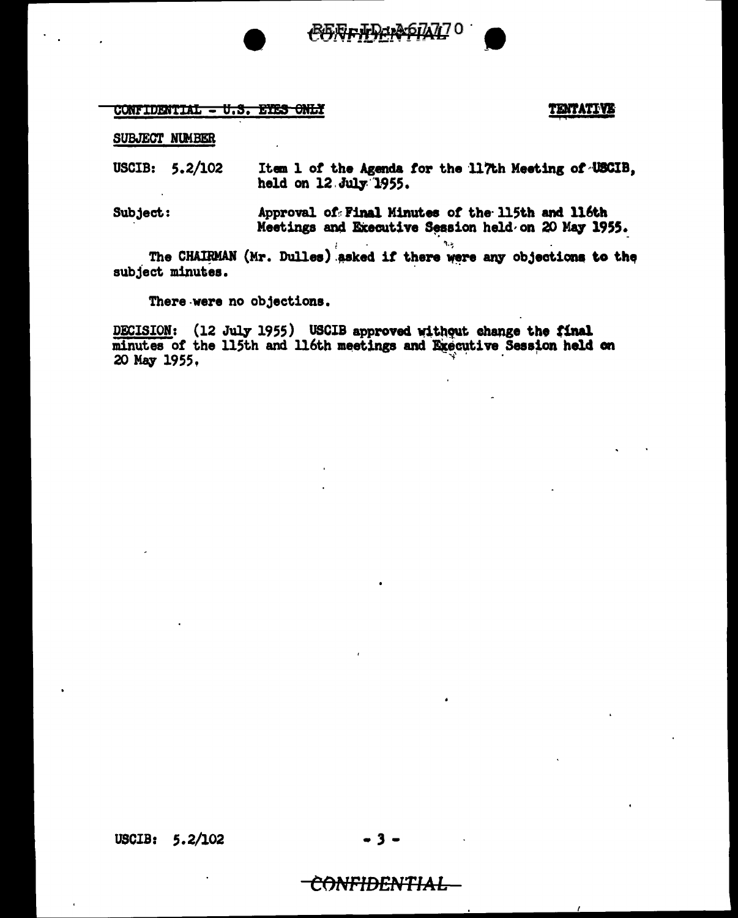CONFIDENTIAL - U.S. EYES ONLY

TENTATIVE

SUBJECT NUMBER

USCIB: 5.2/102 Item 1 of the Agenda for the 117th Meeting of USCIB, held on 12 July 1955.

Subject: Approval of Final Minutes of the 115th and 116th Meetings and Executive Session held on 20 May 1955.

The CHAIRMAN (Mr. Dulles) asked if there were any objections to the subject minutes.

There were no objections.

DECISION: (12 July 1955) USCIB approved without change the final minutes of the 115th and 116th meetings and Executive Session held on 20 May 1955.

USCIB: 5.2/102

CONFIDENTIAL